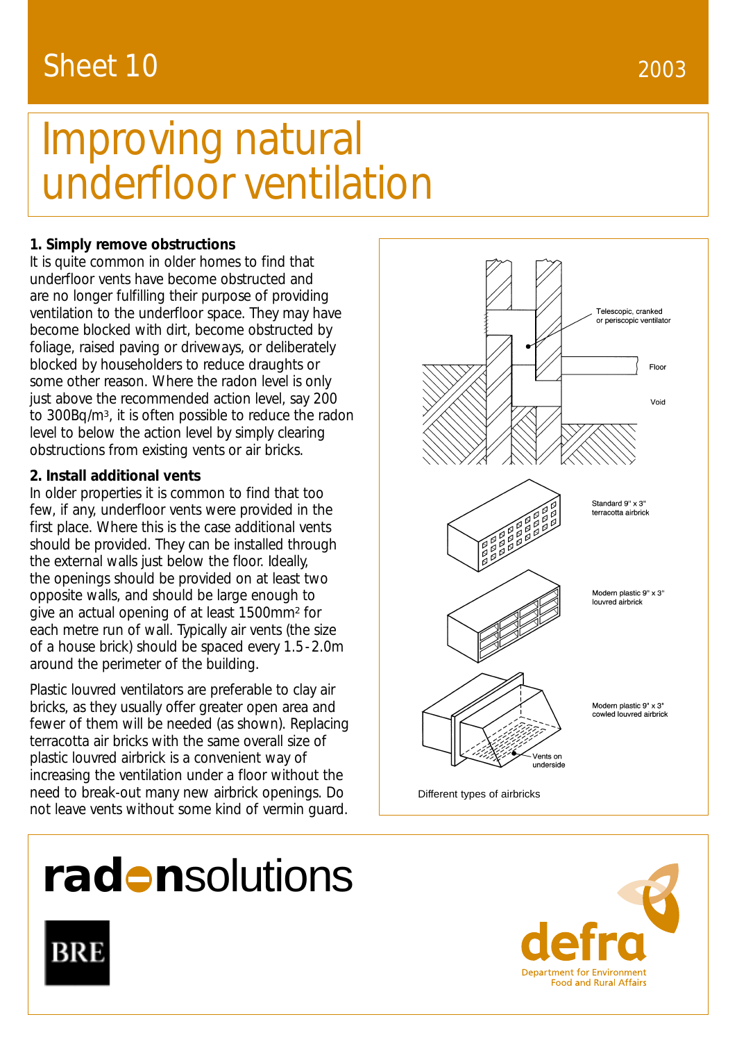Sheet 10

2003

# Improving natural underfloor ventilation

### 1. Simply remove obstructions

It is quite common in older homes to find that underfloor vents have become obstructed and are no longer fulfilling their purpose of providing ventilation to the underfloor space. They may have become blocked with dirt, become obstructed by foliage, raised paving or driveways, or deliberately blocked by householders to reduce draughts or some other reason. Where the radon level is only just above the recommended action level, say 200 to 300Bq/m$^3$, it is often possible to reduce the radon level to below the action level by simply clearing obstructions from existing vents or air bricks.

### 2. Install additional vents

In older properties it is common to find that too few, if any, underfloor vents were provided in the first place. Where this is the case additional vents should be provided. They can be installed through the external walls just below the floor. Ideally, the openings should be provided on at least two opposite walls, and should be large enough to give an actual opening of at least 1500mm$^2$ for each metre run of wall. Typically air vents (the size of a house brick) should be spaced every 1.5 - 2.0m around the perimeter of the building.

Plastic louvred ventilators are preferable to clay air bricks, as they usually offer greater open area and fewer of them will be needed (as shown). Replacing terracotta air bricks with the same overall size of plastic louvred airbrick is a convenient way of increasing the ventilation under a floor without the need to break-out many new airbrick openings. Do not leave vents without some kind of vermin guard.

Telescopic, cranked or periscopic ventilator

Floor

Void

Standard 9" x 3" terracotta airbrick

Modern plastic 9" x 3" louvred airbrick

Modern plastic 9" x 3" cowled louvred airbrick

Vents on underside

Different types of airbricks

radonsolutions

BRE

defra

Department for Environment Food and Rural Affairs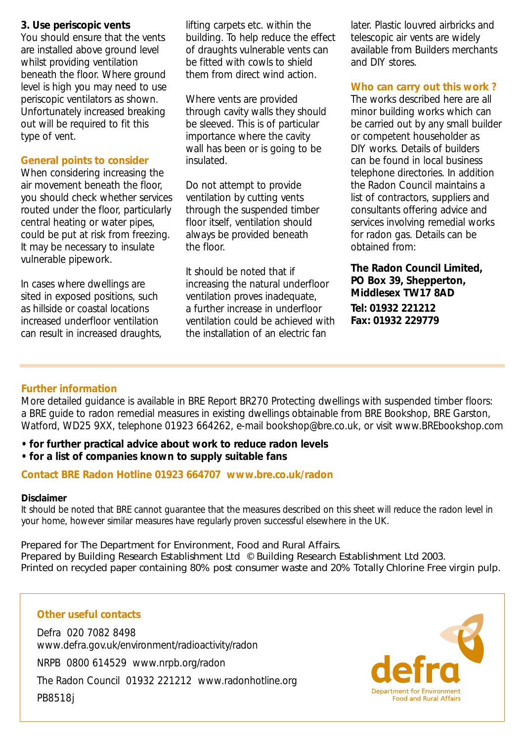**3. Use periscopic vents**

You should ensure that the vents are installed above ground level whilst providing ventilation beneath the floor. Where ground level is high you may need to use periscopic ventilators as shown. Unfortunately increased breaking out will be required to fit this type of vent.

## General points to consider

When considering increasing the air movement beneath the floor, you should check whether services routed under the floor, particularly central heating or water pipes, could be put at risk from freezing. It may be necessary to insulate vulnerable pipework.

In cases where dwellings are sited in exposed positions, such as hillside or coastal locations increased underfloor ventilation can result in increased draughts, lifting carpets etc. within the building. To help reduce the effect of draughts vulnerable vents can be fitted with cowls to shield them from direct wind action.

Where vents are provided through cavity walls they should be sleeved. This is of particular importance where the cavity wall has been or is going to be insulated.

Do not attempt to provide ventilation by cutting vents through the suspended timber floor itself, ventilation should always be provided beneath the floor.

It should be noted that if increasing the natural underfloor ventilation proves inadequate, a further increase in underfloor ventilation could be achieved with the installation of an electric fan later. Plastic louvred airbricks and telescopic air vents are widely available from Builders merchants and DIY stores.

## Who can carry out this work ?

The works described here are all minor building works which can be carried out by any small builder or competent householder as DIY works. Details of builders can be found in local business telephone directories. In addition the Radon Council maintains a list of contractors, suppliers and consultants offering advice and services involving remedial works for radon gas. Details can be obtained from:

**The Radon Council Limited,**
**PO Box 39, Shepperton,**
**Middlesex TW17 8AD**
**Tel: 01932 221212**
**Fax: 01932 229779**

## Further information

More detailed guidance is available in BRE Report BR270 Protecting dwellings with suspended timber floors: a BRE guide to radon remedial measures in existing dwellings obtainable from BRE Bookshop, BRE Garston, Watford, WD25 9XX, telephone 01923 664262, e-mail bookshop@bre.co.uk, or visit www.BREbookshop.com

- **for further practical advice about work to reduce radon levels**
- **for a list of companies known to supply suitable fans**

**Contact BRE Radon Hotline 01923 664707 www.bre.co.uk/radon**

**Disclaimer**

It should be noted that BRE cannot guarantee that the measures described on this sheet will reduce the radon level in your home, however similar measures have regularly proven successful elsewhere in the UK.

Prepared for The Department for Environment, Food and Rural Affairs.
Prepared by Building Research Establishment Ltd © Building Research Establishment Ltd 2003.
Printed on recycled paper containing 80% post consumer waste and 20% Totally Chlorine Free virgin pulp.

## Other useful contacts

Defra 020 7082 8498
www.defra.gov.uk/environment/radioactivity/radon

NRPB 0800 614529 www.nrpb.org/radon

The Radon Council 01932 221212 www.radonhotline.org

PB8518j

defra
Department for Environment Food and Rural Affairs